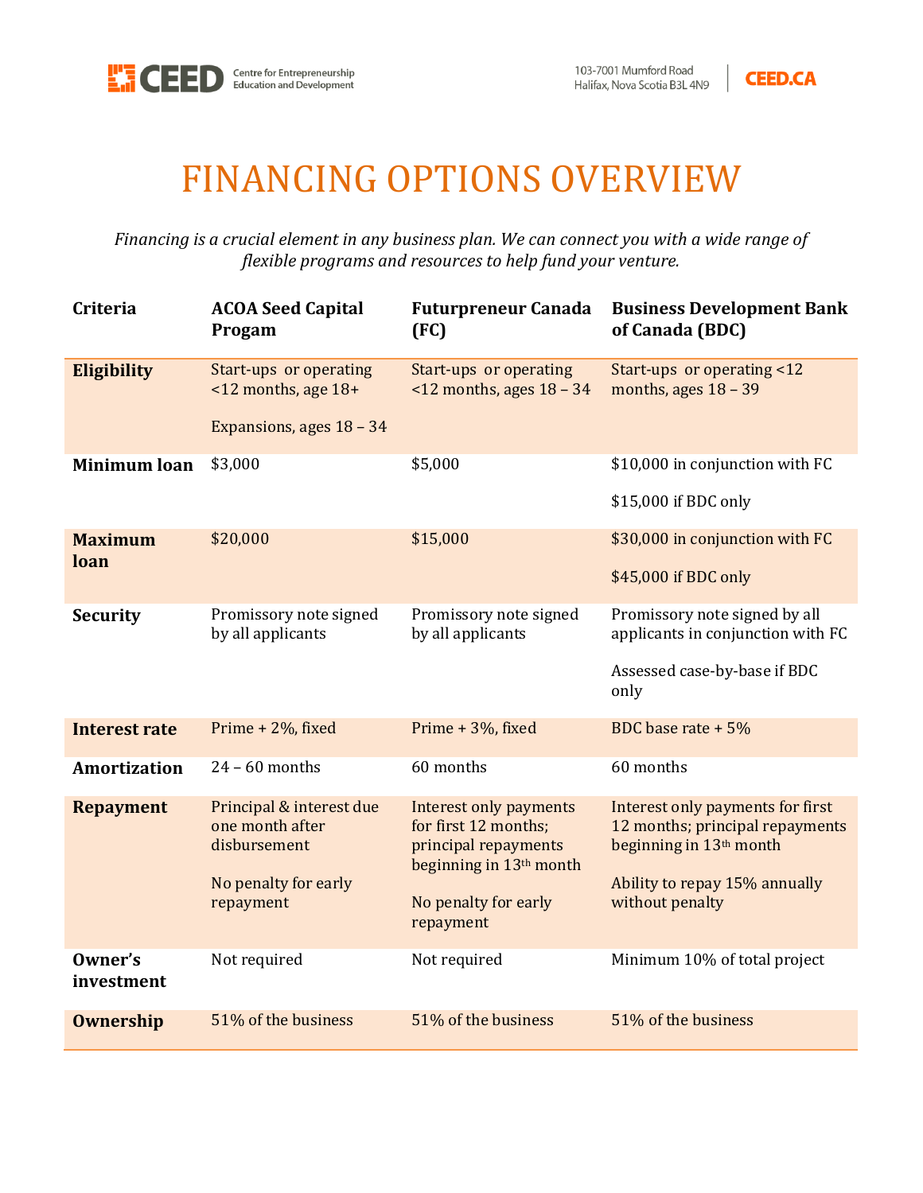# FINANCING OPTIONS OVERVIEW

*Financing is a crucial element in any business plan. We can connect you with a wide range of flexible programs and resources to help fund your venture.*

| Criteria | ACOA Seed Capital Progam | Futurpreneur Canada (FC) | Business Development Bank of Canada (BDC) |
|---|---|---|---|
| **Eligibility** | Start-ups or operating <12 months, age 18+<br><br>Expansions, ages 18 – 34 | Start-ups or operating <12 months, ages 18 – 34 | Start-ups or operating <12 months, ages 18 – 39 |
| **Minimum loan** | $3,000 | $5,000 | $10,000 in conjunction with FC<br><br>$15,000 if BDC only |
| **Maximum loan** | $20,000 | $15,000 | $30,000 in conjunction with FC<br><br>$45,000 if BDC only |
| **Security** | Promissory note signed by all applicants | Promissory note signed by all applicants | Promissory note signed by all applicants in conjunction with FC<br><br>Assessed case-by-base if BDC only |
| **Interest rate** | Prime + 2%, fixed | Prime + 3%, fixed | BDC base rate + 5% |
| **Amortization** | 24 – 60 months | 60 months | 60 months |
| **Repayment** | Principal & interest due one month after disbursement<br><br>No penalty for early repayment | Interest only payments for first 12 months; principal repayments beginning in 13th month<br><br>No penalty for early repayment | Interest only payments for first 12 months; principal repayments beginning in 13th month<br><br>Ability to repay 15% annually without penalty |
| **Owner's investment** | Not required | Not required | Minimum 10% of total project |
| **Ownership** | 51% of the business | 51% of the business | 51% of the business |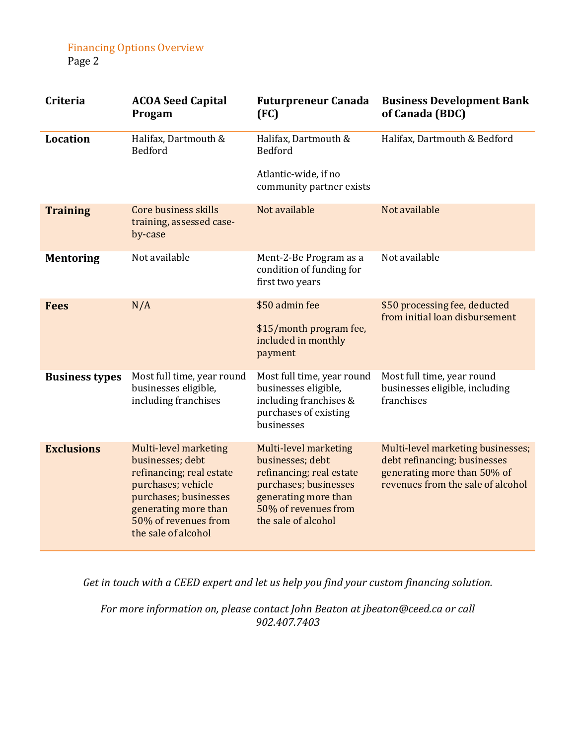| Criteria | ACOA Seed Capital Progam | Futurpreneur Canada (FC) | Business Development Bank of Canada (BDC) |
|---|---|---|---|
| **Location** | Halifax, Dartmouth & Bedford | Halifax, Dartmouth & Bedford<br><br>Atlantic-wide, if no community partner exists | Halifax, Dartmouth & Bedford |
| **Training** | Core business skills training, assessed case-by-case | Not available | Not available |
| **Mentoring** | Not available | Ment-2-Be Program as a condition of funding for first two years | Not available |
| **Fees** | N/A | $50 admin fee<br><br>$15/month program fee, included in monthly payment | $50 processing fee, deducted from initial loan disbursement |
| **Business types** | Most full time, year round businesses eligible, including franchises | Most full time, year round businesses eligible, including franchises & purchases of existing businesses | Most full time, year round businesses eligible, including franchises |
| **Exclusions** | Multi-level marketing businesses; debt refinancing; real estate purchases; vehicle purchases; businesses generating more than 50% of revenues from the sale of alcohol | Multi-level marketing businesses; debt refinancing; real estate purchases; businesses generating more than 50% of revenues from the sale of alcohol | Multi-level marketing businesses; debt refinancing; businesses generating more than 50% of revenues from the sale of alcohol |

*Get in touch with a CEED expert and let us help you find your custom financing solution.*

*For more information on, please contact John Beaton at jbeaton@ceed.ca or call 902.407.7403*